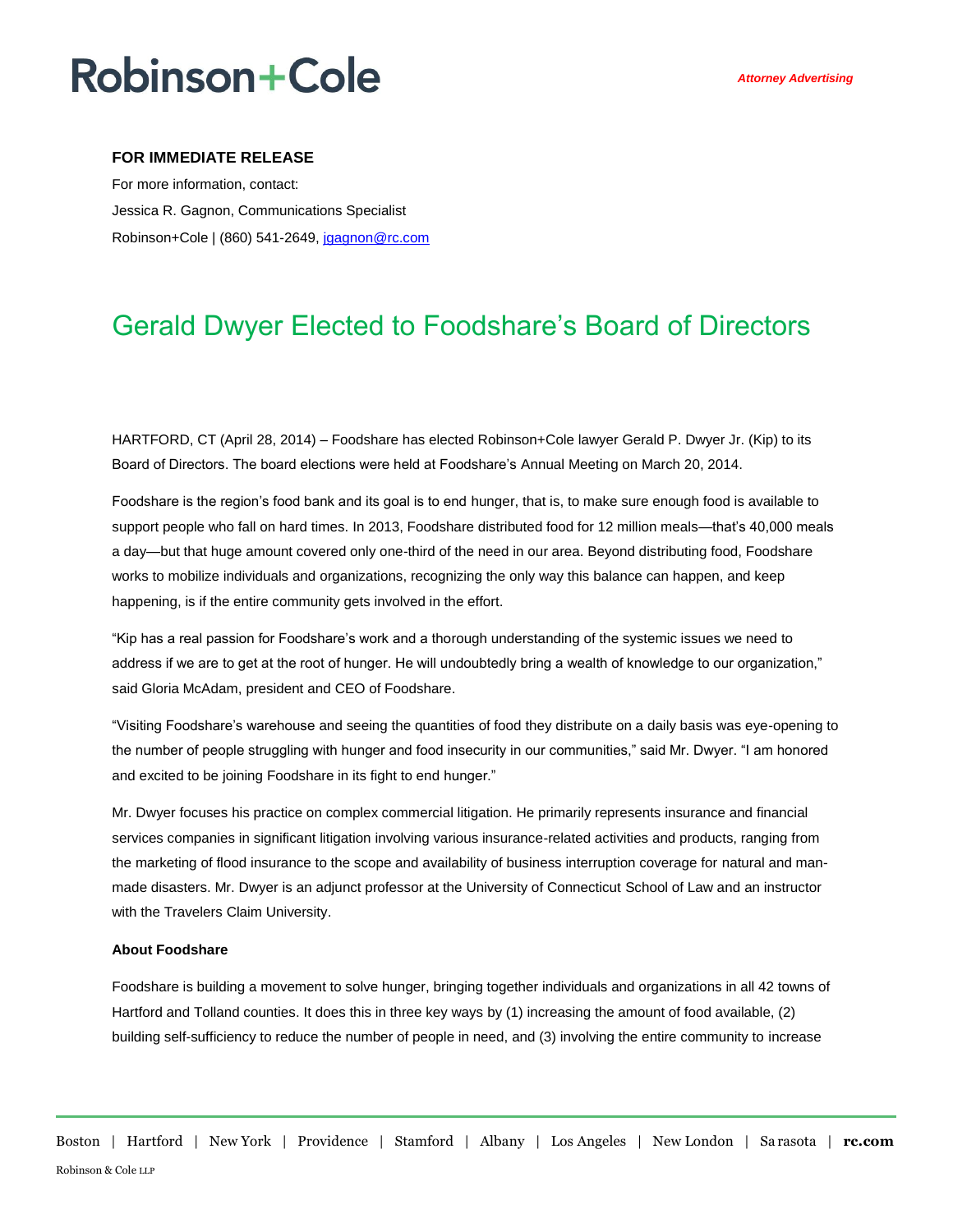Robinson+Cole

*Attorney Advertising*

**FOR IMMEDIATE RELEASE**

For more information, contact:
Jessica R. Gagnon, Communications Specialist
Robinson+Cole | (860) 541-2649, jgagnon@rc.com

# Gerald Dwyer Elected to Foodshare's Board of Directors

HARTFORD, CT (April 28, 2014) – Foodshare has elected Robinson+Cole lawyer Gerald P. Dwyer Jr. (Kip) to its Board of Directors. The board elections were held at Foodshare's Annual Meeting on March 20, 2014.

Foodshare is the region's food bank and its goal is to end hunger, that is, to make sure enough food is available to support people who fall on hard times. In 2013, Foodshare distributed food for 12 million meals—that's 40,000 meals a day—but that huge amount covered only one-third of the need in our area. Beyond distributing food, Foodshare works to mobilize individuals and organizations, recognizing the only way this balance can happen, and keep happening, is if the entire community gets involved in the effort.

"Kip has a real passion for Foodshare's work and a thorough understanding of the systemic issues we need to address if we are to get at the root of hunger. He will undoubtedly bring a wealth of knowledge to our organization," said Gloria McAdam, president and CEO of Foodshare.

"Visiting Foodshare's warehouse and seeing the quantities of food they distribute on a daily basis was eye-opening to the number of people struggling with hunger and food insecurity in our communities," said Mr. Dwyer. "I am honored and excited to be joining Foodshare in its fight to end hunger."

Mr. Dwyer focuses his practice on complex commercial litigation. He primarily represents insurance and financial services companies in significant litigation involving various insurance-related activities and products, ranging from the marketing of flood insurance to the scope and availability of business interruption coverage for natural and man-made disasters. Mr. Dwyer is an adjunct professor at the University of Connecticut School of Law and an instructor with the Travelers Claim University.

**About Foodshare**

Foodshare is building a movement to solve hunger, bringing together individuals and organizations in all 42 towns of Hartford and Tolland counties. It does this in three key ways by (1) increasing the amount of food available, (2) building self-sufficiency to reduce the number of people in need, and (3) involving the entire community to increase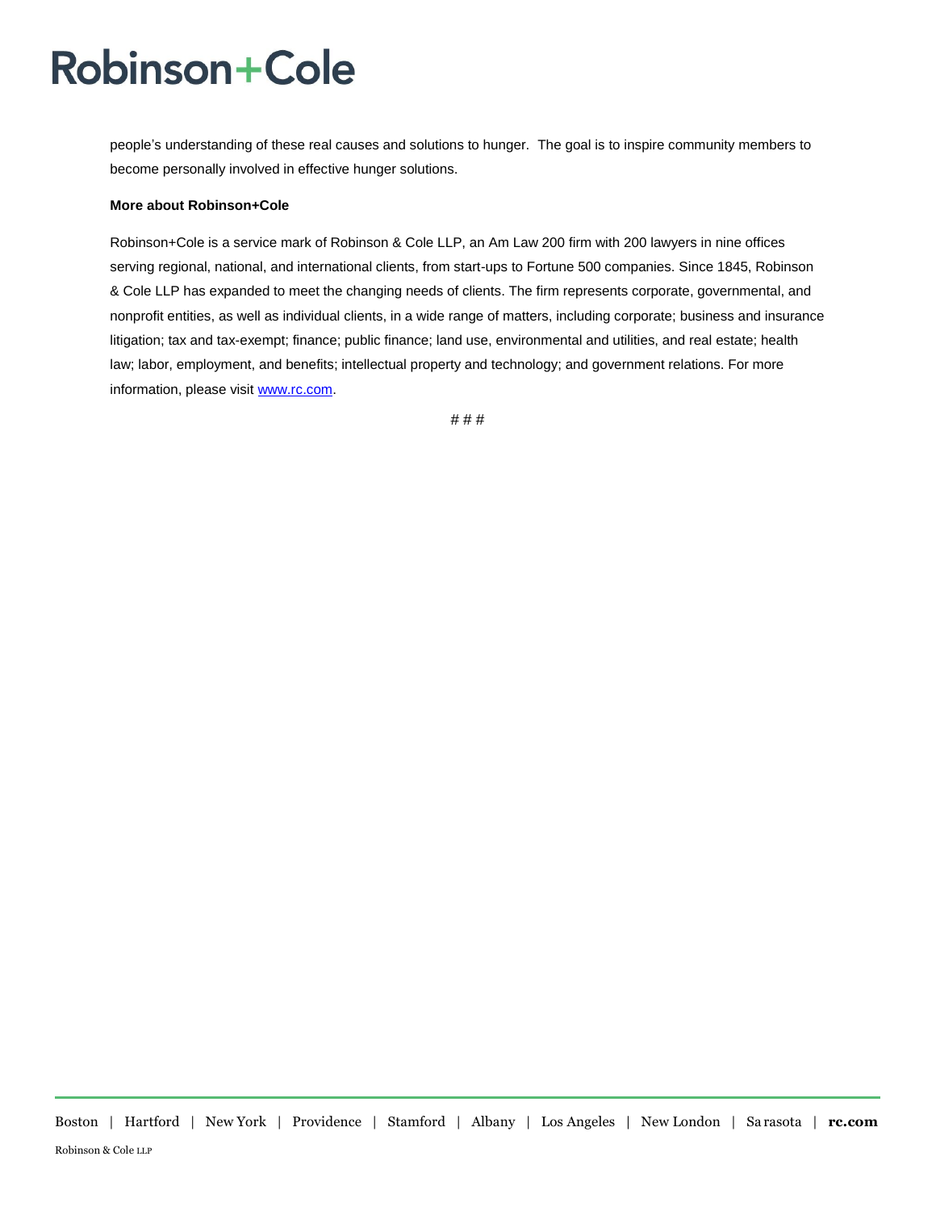people's understanding of these real causes and solutions to hunger. The goal is to inspire community members to become personally involved in effective hunger solutions.

**More about Robinson+Cole**

Robinson+Cole is a service mark of Robinson & Cole LLP, an Am Law 200 firm with 200 lawyers in nine offices serving regional, national, and international clients, from start-ups to Fortune 500 companies. Since 1845, Robinson & Cole LLP has expanded to meet the changing needs of clients. The firm represents corporate, governmental, and nonprofit entities, as well as individual clients, in a wide range of matters, including corporate; business and insurance litigation; tax and tax-exempt; finance; public finance; land use, environmental and utilities, and real estate; health law; labor, employment, and benefits; intellectual property and technology; and government relations. For more information, please visit [www.rc.com](http://www.rc.com).

# # #